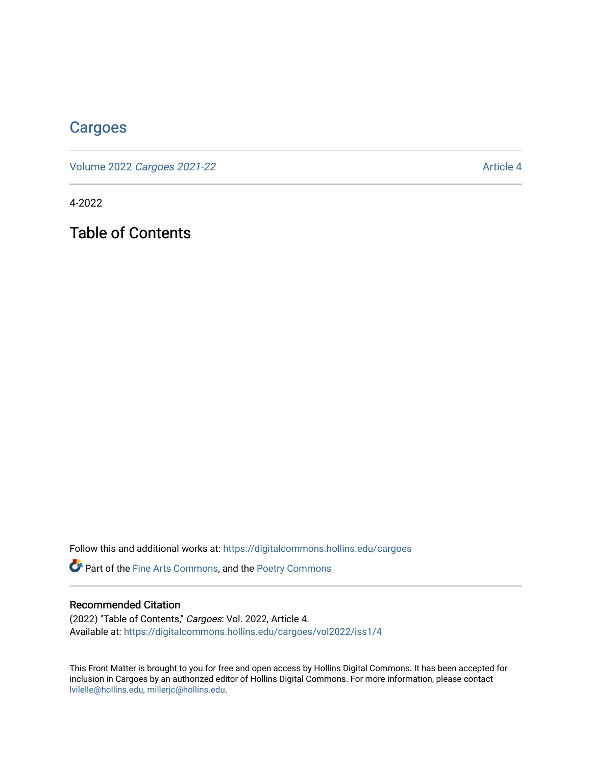# Cargoes

Volume 2022 *Cargoes 2021-22* — Article 4

4-2022

## Table of Contents

Follow this and additional works at: https://digitalcommons.hollins.edu/cargoes

Part of the Fine Arts Commons, and the Poetry Commons

### Recommended Citation

(2022) "Table of Contents," *Cargoes*: Vol. 2022, Article 4.
Available at: https://digitalcommons.hollins.edu/cargoes/vol2022/iss1/4

This Front Matter is brought to you for free and open access by Hollins Digital Commons. It has been accepted for inclusion in Cargoes by an authorized editor of Hollins Digital Commons. For more information, please contact lvilelle@hollins.edu, millerjc@hollins.edu.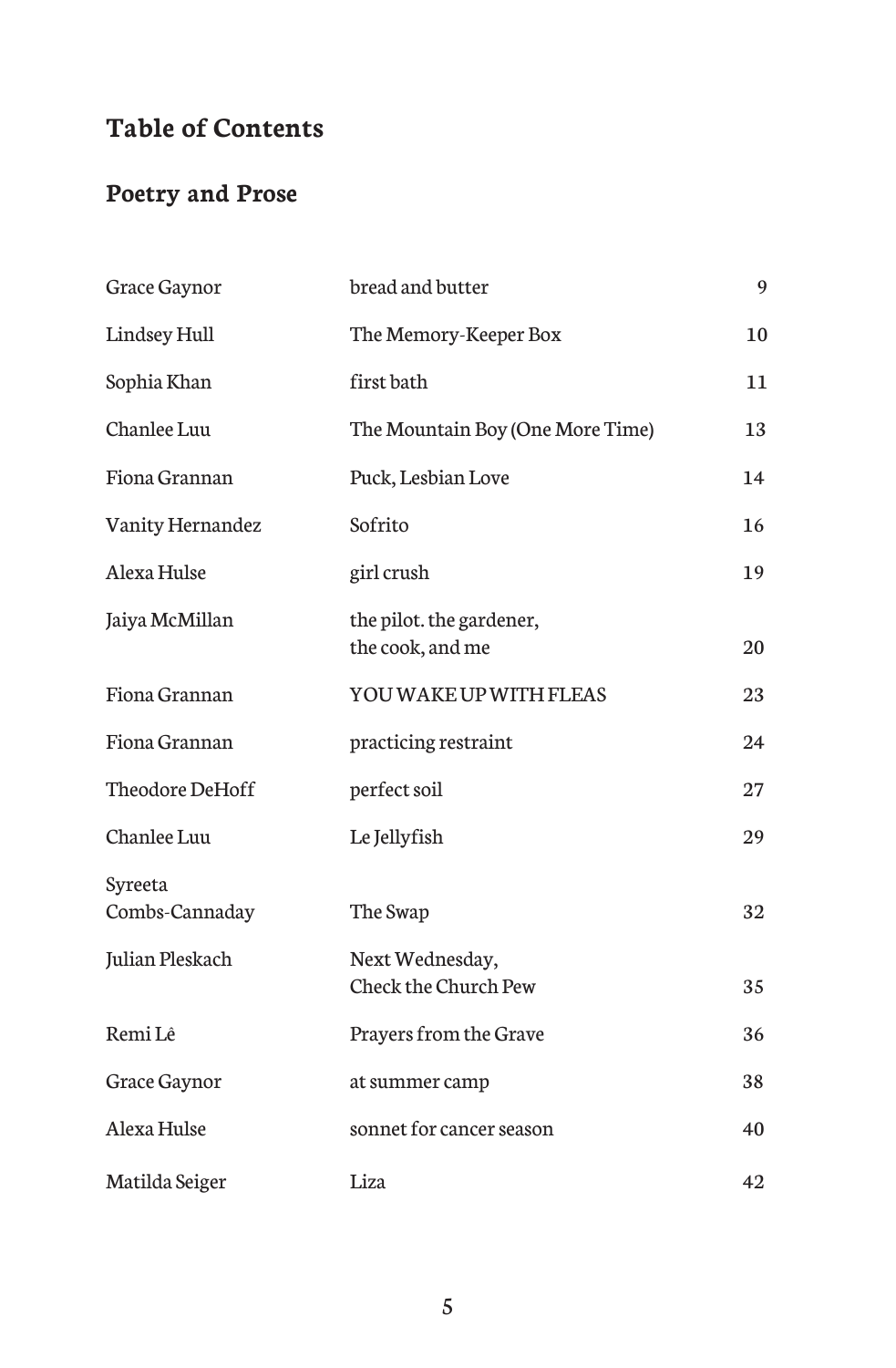# Table of Contents

## Poetry and Prose

| Author | Title | Page |
|---|---|---|
| Grace Gaynor | bread and butter | 9 |
| Lindsey Hull | The Memory-Keeper Box | 10 |
| Sophia Khan | first bath | 11 |
| Chanlee Luu | The Mountain Boy (One More Time) | 13 |
| Fiona Grannan | Puck, Lesbian Love | 14 |
| Vanity Hernandez | Sofrito | 16 |
| Alexa Hulse | girl crush | 19 |
| Jaiya McMillan | the pilot. the gardener, the cook, and me | 20 |
| Fiona Grannan | YOU WAKE UP WITH FLEAS | 23 |
| Fiona Grannan | practicing restraint | 24 |
| Theodore DeHoff | perfect soil | 27 |
| Chanlee Luu | Le Jellyfish | 29 |
| Syreeta Combs-Cannaday | The Swap | 32 |
| Julian Pleskach | Next Wednesday, Check the Church Pew | 35 |
| Remi Lê | Prayers from the Grave | 36 |
| Grace Gaynor | at summer camp | 38 |
| Alexa Hulse | sonnet for cancer season | 40 |
| Matilda Seiger | Liza | 42 |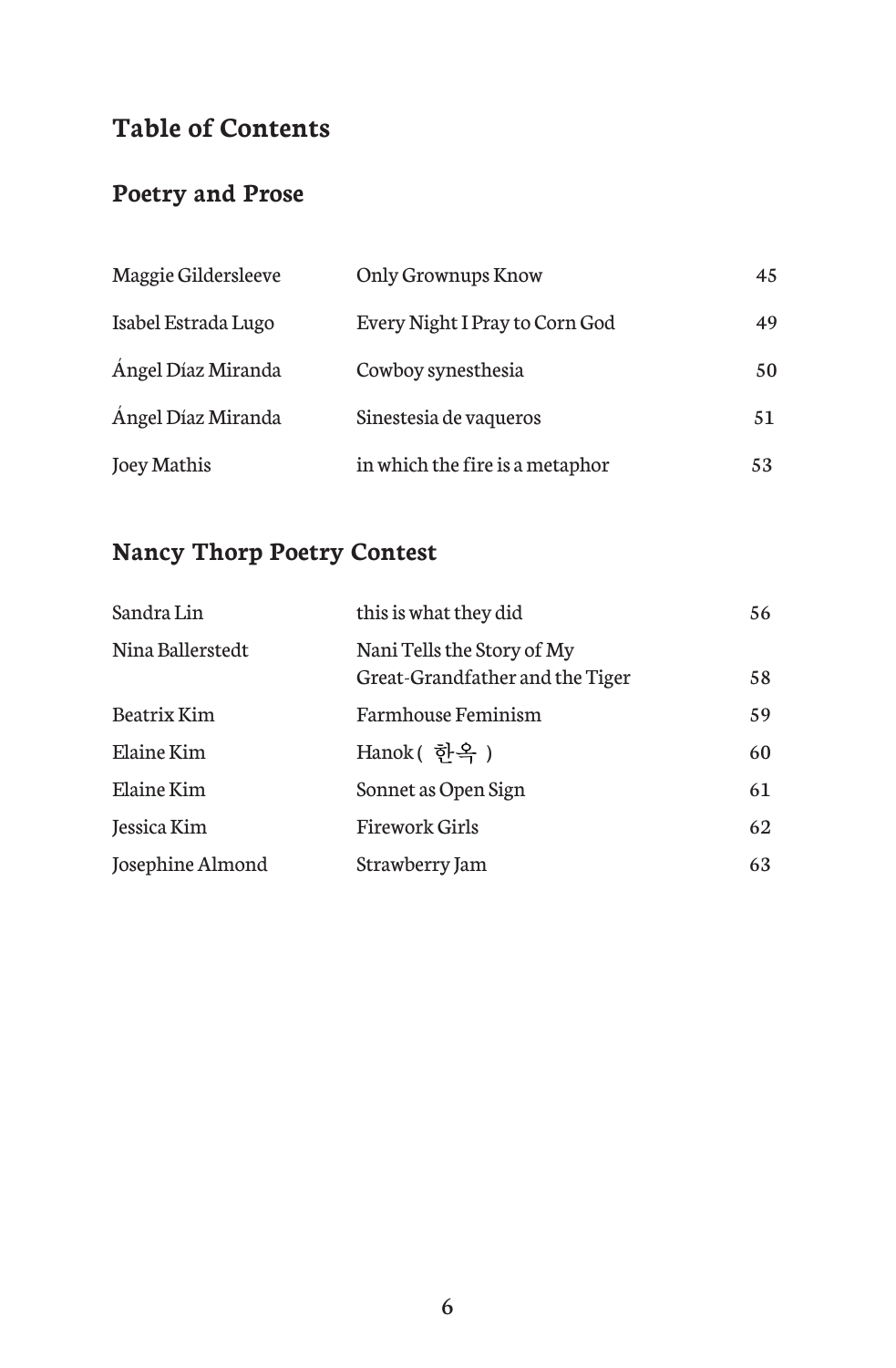## Table of Contents

### Poetry and Prose

| | | |
|---|---|---|
| Maggie Gildersleeve | Only Grownups Know | 45 |
| Isabel Estrada Lugo | Every Night I Pray to Corn God | 49 |
| Ángel Díaz Miranda | Cowboy synesthesia | 50 |
| Ángel Díaz Miranda | Sinestesia de vaqueros | 51 |
| Joey Mathis | in which the fire is a metaphor | 53 |

### Nancy Thorp Poetry Contest

| | | |
|---|---|---|
| Sandra Lin | this is what they did | 56 |
| Nina Ballerstedt | Nani Tells the Story of My Great-Grandfather and the Tiger | 58 |
| Beatrix Kim | Farmhouse Feminism | 59 |
| Elaine Kim | Hanok ( 한옥 ) | 60 |
| Elaine Kim | Sonnet as Open Sign | 61 |
| Jessica Kim | Firework Girls | 62 |
| Josephine Almond | Strawberry Jam | 63 |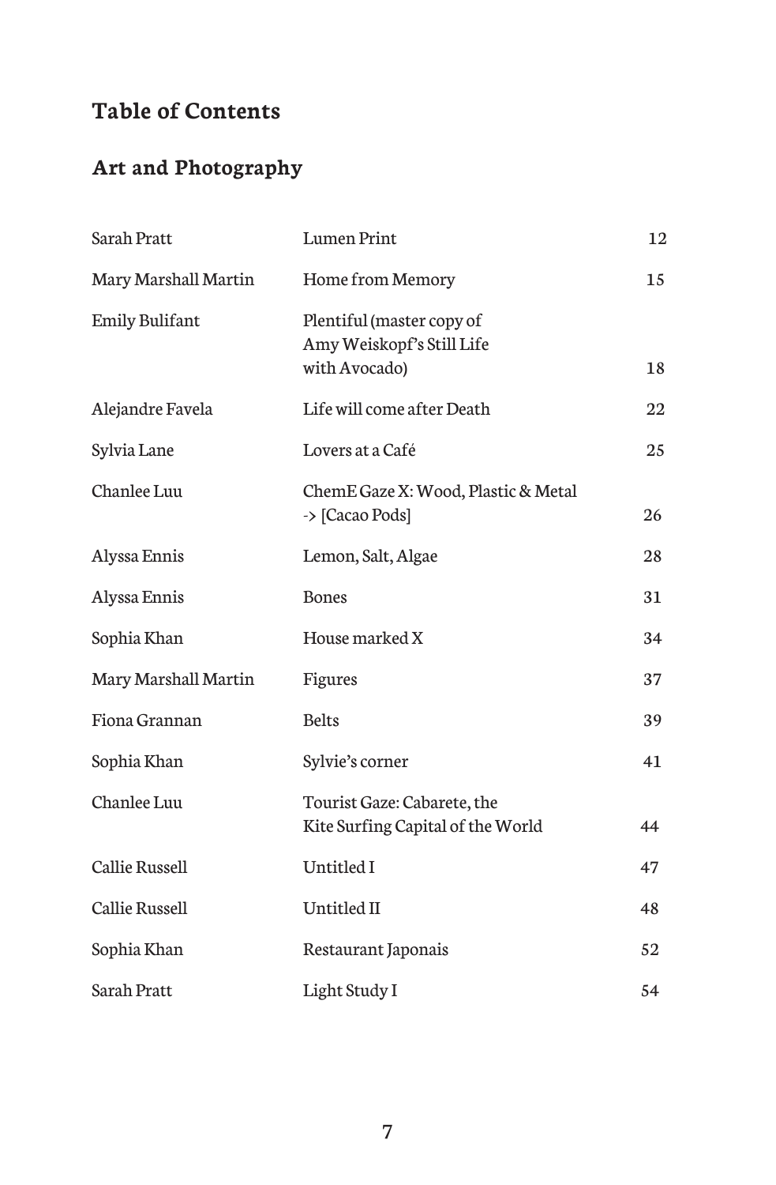# Table of Contents

## Art and Photography

| | | |
|---|---|---|
| Sarah Pratt | Lumen Print | 12 |
| Mary Marshall Martin | Home from Memory | 15 |
| Emily Bulifant | Plentiful (master copy of Amy Weiskopf's Still Life with Avocado) | 18 |
| Alejandre Favela | Life will come after Death | 22 |
| Sylvia Lane | Lovers at a Café | 25 |
| Chanlee Luu | ChemE Gaze X: Wood, Plastic & Metal -> [Cacao Pods] | 26 |
| Alyssa Ennis | Lemon, Salt, Algae | 28 |
| Alyssa Ennis | Bones | 31 |
| Sophia Khan | House marked X | 34 |
| Mary Marshall Martin | Figures | 37 |
| Fiona Grannan | Belts | 39 |
| Sophia Khan | Sylvie's corner | 41 |
| Chanlee Luu | Tourist Gaze: Cabarete, the Kite Surfing Capital of the World | 44 |
| Callie Russell | Untitled I | 47 |
| Callie Russell | Untitled II | 48 |
| Sophia Khan | Restaurant Japonais | 52 |
| Sarah Pratt | Light Study I | 54 |